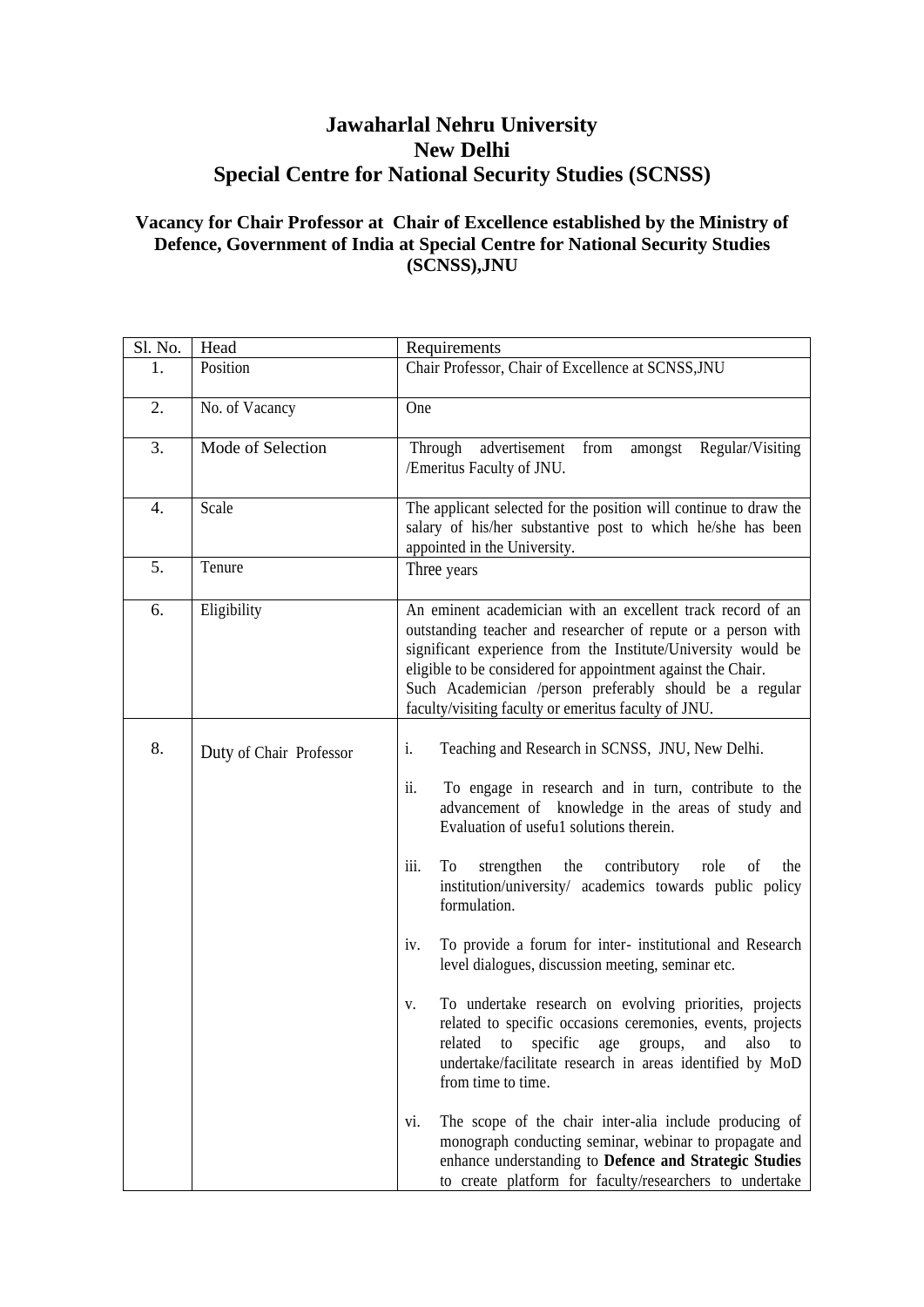# Jawaharlal Nehru University
# New Delhi
# Special Centre for National Security Studies (SCNSS)

### Vacancy for Chair Professor at Chair of Excellence established by the Ministry of Defence, Government of India at Special Centre for National Security Studies (SCNSS),JNU

| Sl. No. | Head | Requirements |
|---|---|---|
| 1. | Position | Chair Professor, Chair of Excellence at SCNSS,JNU |
| 2. | No. of Vacancy | One |
| 3. | Mode of Selection | Through advertisement from amongst Regular/Visiting /Emeritus Faculty of JNU. |
| 4. | Scale | The applicant selected for the position will continue to draw the salary of his/her substantive post to which he/she has been appointed in the University. |
| 5. | Tenure | Three years |
| 6. | Eligibility | An eminent academician with an excellent track record of an outstanding teacher and researcher of repute or a person with significant experience from the Institute/University would be eligible to be considered for appointment against the Chair. Such Academician /person preferably should be a regular faculty/visiting faculty or emeritus faculty of JNU. |
| 8. | Duty of Chair Professor | i. Teaching and Research in SCNSS, JNU, New Delhi.<br><br>ii. To engage in research and in turn, contribute to the advancement of knowledge in the areas of study and Evaluation of usefu1 solutions therein.<br><br>iii. To strengthen the contributory role of the institution/university/ academics towards public policy formulation.<br><br>iv. To provide a forum for inter- institutional and Research level dialogues, discussion meeting, seminar etc.<br><br>v. To undertake research on evolving priorities, projects related to specific occasions ceremonies, events, projects related to specific age groups, and also to undertake/facilitate research in areas identified by MoD from time to time.<br><br>vi. The scope of the chair inter-alia include producing of monograph conducting seminar, webinar to propagate and enhance understanding to **Defence and Strategic Studies** to create platform for faculty/researchers to undertake |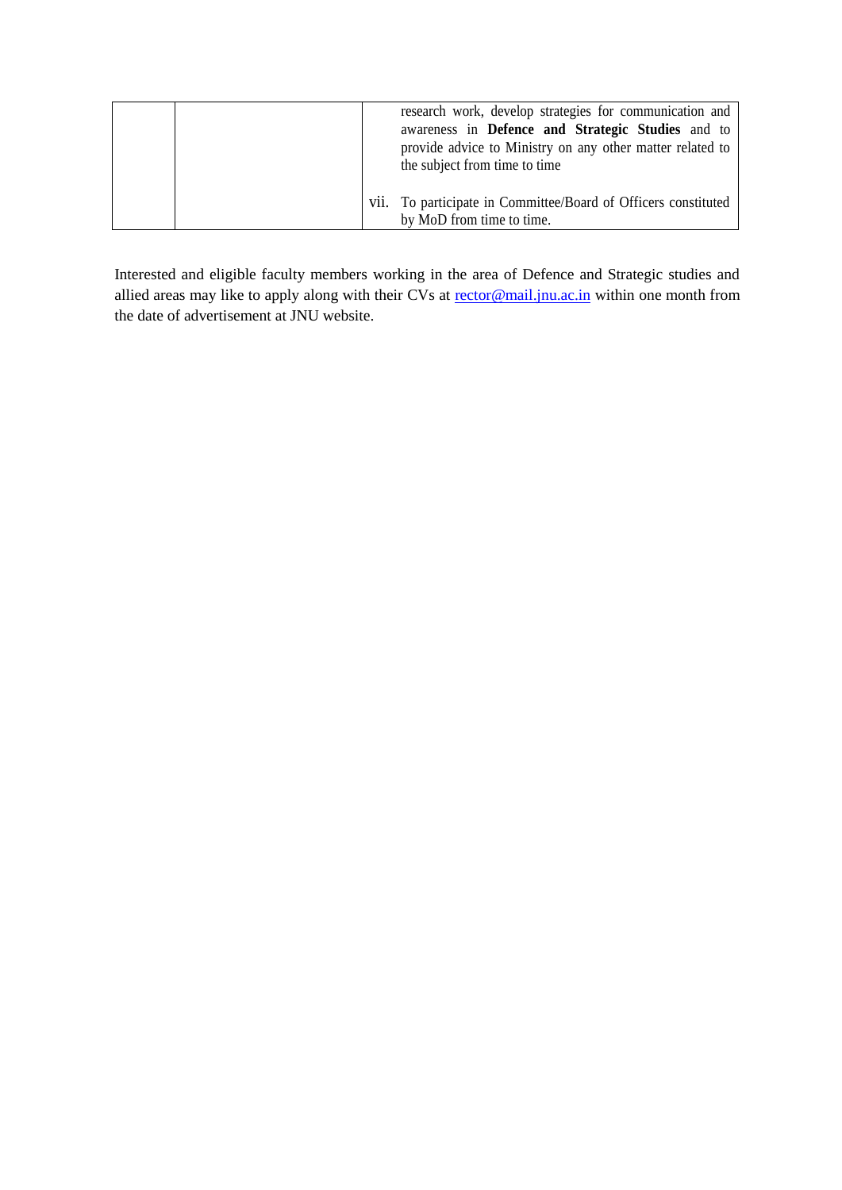| | | |
|---|---|---|
| | | research work, develop strategies for communication and awareness in **Defence and Strategic Studies** and to provide advice to Ministry on any other matter related to the subject from time to time<br><br>vii. To participate in Committee/Board of Officers constituted by MoD from time to time. |

Interested and eligible faculty members working in the area of Defence and Strategic studies and allied areas may like to apply along with their CVs at rector@mail.jnu.ac.in within one month from the date of advertisement at JNU website.